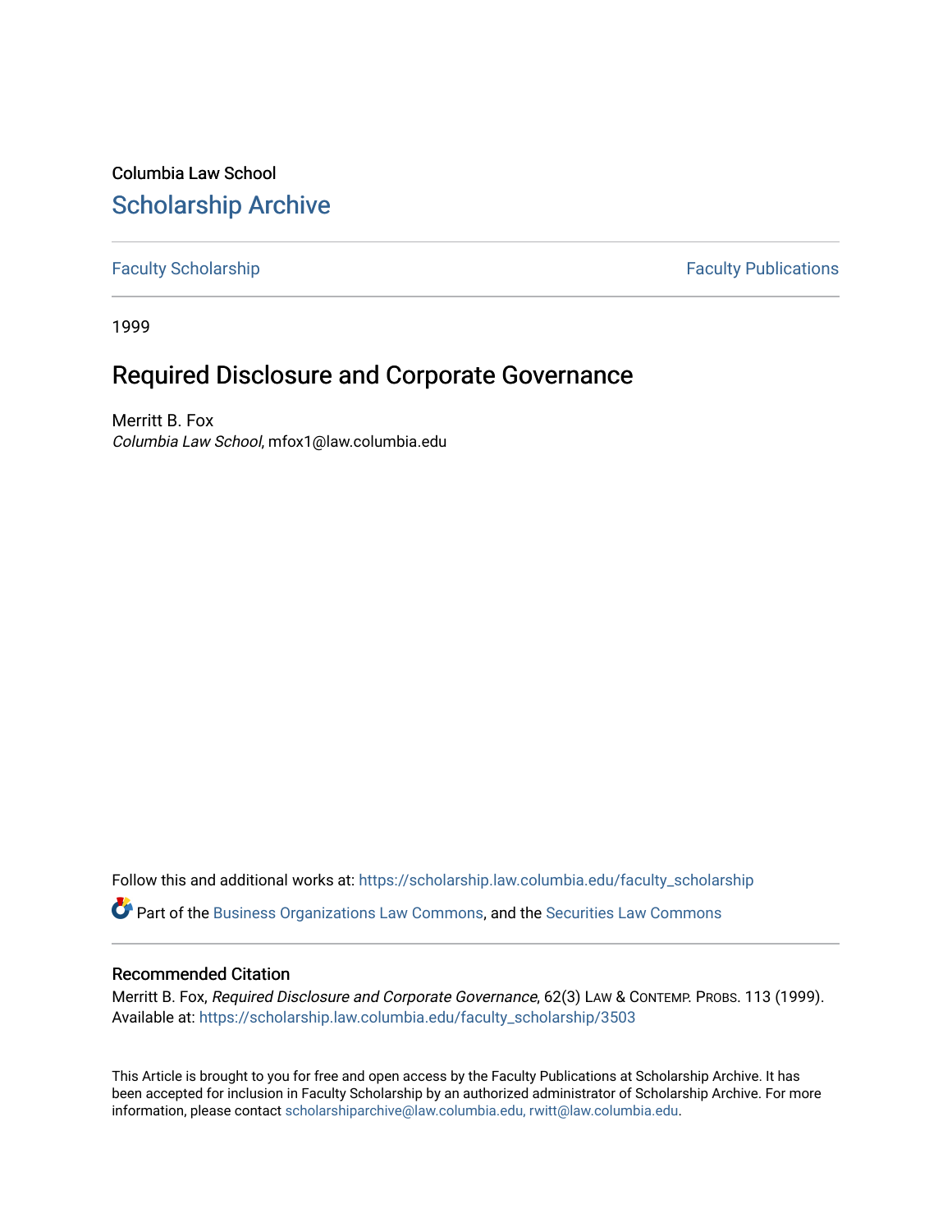Columbia Law School

# Scholarship Archive

Faculty Scholarship | Faculty Publications

1999

# Required Disclosure and Corporate Governance

Merritt B. Fox
*Columbia Law School*, mfox1@law.columbia.edu

Follow this and additional works at: https://scholarship.law.columbia.edu/faculty_scholarship

Part of the Business Organizations Law Commons, and the Securities Law Commons

## Recommended Citation

Merritt B. Fox, *Required Disclosure and Corporate Governance*, 62(3) LAW & CONTEMP. PROBS. 113 (1999).
Available at: https://scholarship.law.columbia.edu/faculty_scholarship/3503

This Article is brought to you for free and open access by the Faculty Publications at Scholarship Archive. It has been accepted for inclusion in Faculty Scholarship by an authorized administrator of Scholarship Archive. For more information, please contact scholarshiparchive@law.columbia.edu, rwitt@law.columbia.edu.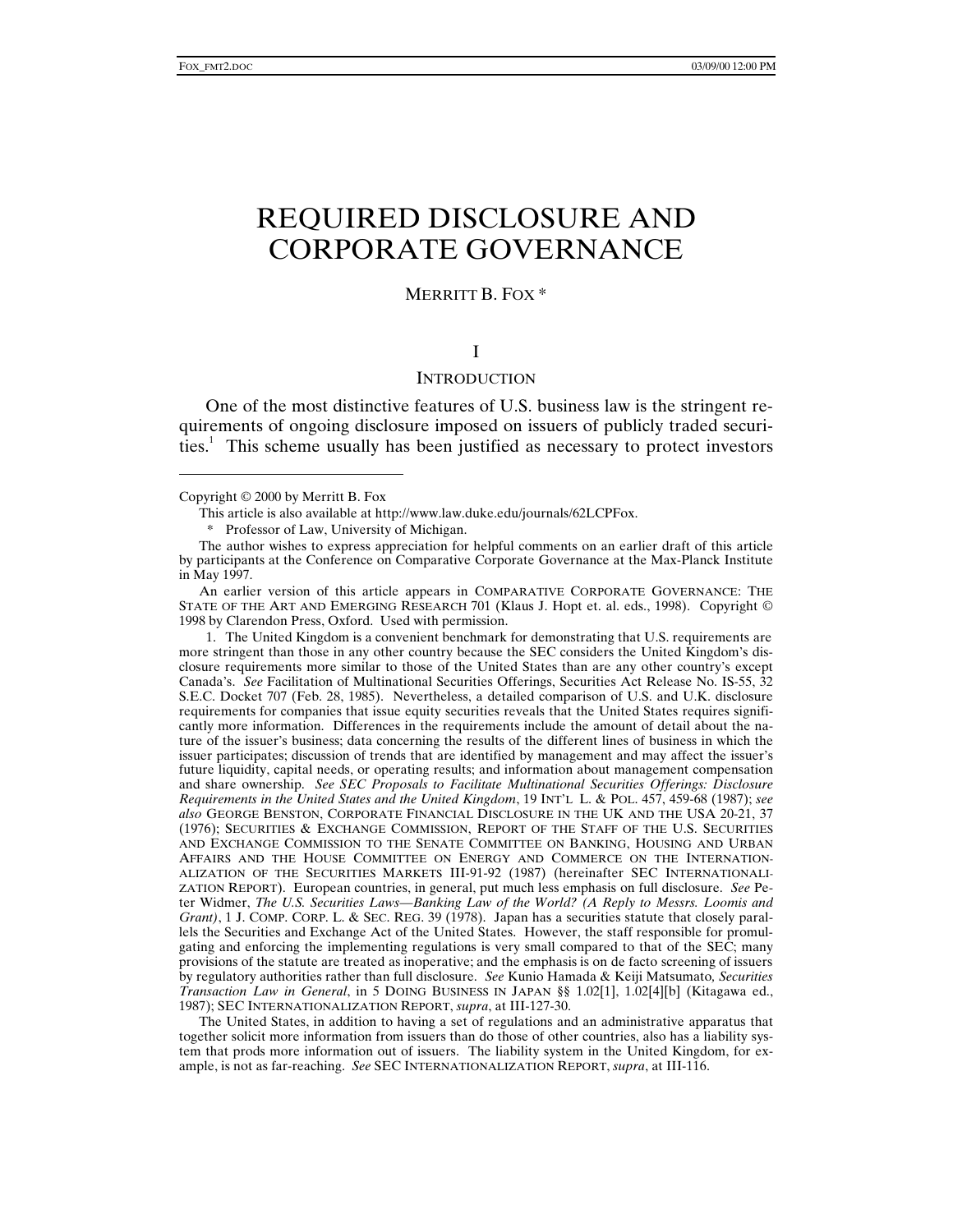# REQUIRED DISCLOSURE AND CORPORATE GOVERNANCE

MERRITT B. FOX *

## I

## INTRODUCTION

One of the most distinctive features of U.S. business law is the stringent requirements of ongoing disclosure imposed on issuers of publicly traded securities.[1] This scheme usually has been justified as necessary to protect investors

---

Copyright © 2000 by Merritt B. Fox

This article is also available at http://www.law.duke.edu/journals/62LCPFox.

\* Professor of Law, University of Michigan.

The author wishes to express appreciation for helpful comments on an earlier draft of this article by participants at the Conference on Comparative Corporate Governance at the Max-Planck Institute in May 1997.

An earlier version of this article appears in COMPARATIVE CORPORATE GOVERNANCE: THE STATE OF THE ART AND EMERGING RESEARCH 701 (Klaus J. Hopt et. al. eds., 1998). Copyright © 1998 by Clarendon Press, Oxford. Used with permission.

1. The United Kingdom is a convenient benchmark for demonstrating that U.S. requirements are more stringent than those in any other country because the SEC considers the United Kingdom's disclosure requirements more similar to those of the United States than are any other country's except Canada's. *See* Facilitation of Multinational Securities Offerings, Securities Act Release No. IS-55, 32 S.E.C. Docket 707 (Feb. 28, 1985). Nevertheless, a detailed comparison of U.S. and U.K. disclosure requirements for companies that issue equity securities reveals that the United States requires significantly more information. Differences in the requirements include the amount of detail about the nature of the issuer's business; data concerning the results of the different lines of business in which the issuer participates; discussion of trends that are identified by management and may affect the issuer's future liquidity, capital needs, or operating results; and information about management compensation and share ownership. *See SEC Proposals to Facilitate Multinational Securities Offerings: Disclosure Requirements in the United States and the United Kingdom*, 19 INT'L L. & POL. 457, 459-68 (1987); *see also* GEORGE BENSTON, CORPORATE FINANCIAL DISCLOSURE IN THE UK AND THE USA 20-21, 37 (1976); SECURITIES & EXCHANGE COMMISSION, REPORT OF THE STAFF OF THE U.S. SECURITIES AND EXCHANGE COMMISSION TO THE SENATE COMMITTEE ON BANKING, HOUSING AND URBAN AFFAIRS AND THE HOUSE COMMITTEE ON ENERGY AND COMMERCE ON THE INTERNATIONALIZATION OF THE SECURITIES MARKETS III-91-92 (1987) (hereinafter SEC INTERNATIONALIZATION REPORT). European countries, in general, put much less emphasis on full disclosure. *See* Peter Widmer, *The U.S. Securities Laws—Banking Law of the World? (A Reply to Messrs. Loomis and Grant)*, 1 J. COMP. CORP. L. & SEC. REG. 39 (1978). Japan has a securities statute that closely parallels the Securities and Exchange Act of the United States. However, the staff responsible for promulgating and enforcing the implementing regulations is very small compared to that of the SEC; many provisions of the statute are treated as inoperative; and the emphasis is on de facto screening of issuers by regulatory authorities rather than full disclosure. *See* Kunio Hamada & Keiji Matsumato*, Securities Transaction Law in General*, in 5 DOING BUSINESS IN JAPAN §§ 1.02[1], 1.02[4][b] (Kitagawa ed., 1987); SEC INTERNATIONALIZATION REPORT, *supra*, at III-127-30.

The United States, in addition to having a set of regulations and an administrative apparatus that together solicit more information from issuers than do those of other countries, also has a liability system that prods more information out of issuers. The liability system in the United Kingdom, for example, is not as far-reaching. *See* SEC INTERNATIONALIZATION REPORT, *supra*, at III-116.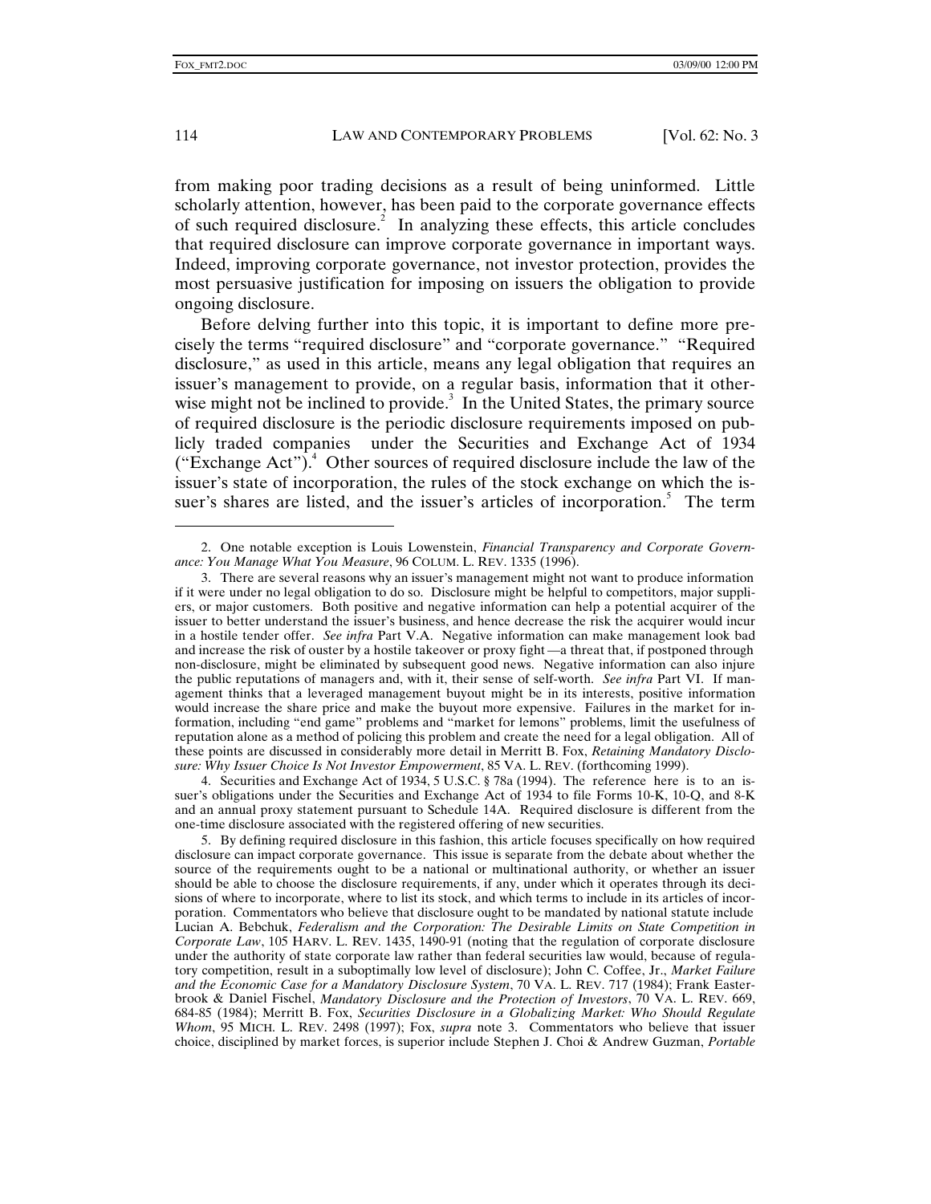from making poor trading decisions as a result of being uninformed. Little scholarly attention, however, has been paid to the corporate governance effects of such required disclosure.[2] In analyzing these effects, this article concludes that required disclosure can improve corporate governance in important ways. Indeed, improving corporate governance, not investor protection, provides the most persuasive justification for imposing on issuers the obligation to provide ongoing disclosure.

Before delving further into this topic, it is important to define more precisely the terms "required disclosure" and "corporate governance." "Required disclosure," as used in this article, means any legal obligation that requires an issuer's management to provide, on a regular basis, information that it otherwise might not be inclined to provide.[3] In the United States, the primary source of required disclosure is the periodic disclosure requirements imposed on publicly traded companies under the Securities and Exchange Act of 1934 ("Exchange Act").[4] Other sources of required disclosure include the law of the issuer's state of incorporation, the rules of the stock exchange on which the issuer's shares are listed, and the issuer's articles of incorporation.[5] The term

---

2. One notable exception is Louis Lowenstein, *Financial Transparency and Corporate Governance: You Manage What You Measure*, 96 COLUM. L. REV. 1335 (1996).

3. There are several reasons why an issuer's management might not want to produce information if it were under no legal obligation to do so. Disclosure might be helpful to competitors, major suppliers, or major customers. Both positive and negative information can help a potential acquirer of the issuer to better understand the issuer's business, and hence decrease the risk the acquirer would incur in a hostile tender offer. *See infra* Part V.A. Negative information can make management look bad and increase the risk of ouster by a hostile takeover or proxy fight—a threat that, if postponed through non-disclosure, might be eliminated by subsequent good news. Negative information can also injure the public reputations of managers and, with it, their sense of self-worth. *See infra* Part VI. If management thinks that a leveraged management buyout might be in its interests, positive information would increase the share price and make the buyout more expensive. Failures in the market for information, including "end game" problems and "market for lemons" problems, limit the usefulness of reputation alone as a method of policing this problem and create the need for a legal obligation. All of these points are discussed in considerably more detail in Merritt B. Fox, *Retaining Mandatory Disclosure: Why Issuer Choice Is Not Investor Empowerment*, 85 VA. L. REV. (forthcoming 1999).

4. Securities and Exchange Act of 1934, 5 U.S.C. § 78a (1994). The reference here is to an issuer's obligations under the Securities and Exchange Act of 1934 to file Forms 10-K, 10-Q, and 8-K and an annual proxy statement pursuant to Schedule 14A. Required disclosure is different from the one-time disclosure associated with the registered offering of new securities.

5. By defining required disclosure in this fashion, this article focuses specifically on how required disclosure can impact corporate governance. This issue is separate from the debate about whether the source of the requirements ought to be a national or multinational authority, or whether an issuer should be able to choose the disclosure requirements, if any, under which it operates through its decisions of where to incorporate, where to list its stock, and which terms to include in its articles of incorporation. Commentators who believe that disclosure ought to be mandated by national statute include Lucian A. Bebchuk, *Federalism and the Corporation: The Desirable Limits on State Competition in Corporate Law*, 105 HARV. L. REV. 1435, 1490-91 (noting that the regulation of corporate disclosure under the authority of state corporate law rather than federal securities law would, because of regulatory competition, result in a suboptimally low level of disclosure); John C. Coffee, Jr., *Market Failure and the Economic Case for a Mandatory Disclosure System*, 70 VA. L. REV. 717 (1984); Frank Easterbrook & Daniel Fischel, *Mandatory Disclosure and the Protection of Investors*, 70 VA. L. REV. 669, 684-85 (1984); Merritt B. Fox, *Securities Disclosure in a Globalizing Market: Who Should Regulate Whom*, 95 MICH. L. REV. 2498 (1997); Fox, *supra* note 3. Commentators who believe that issuer choice, disciplined by market forces, is superior include Stephen J. Choi & Andrew Guzman, *Portable*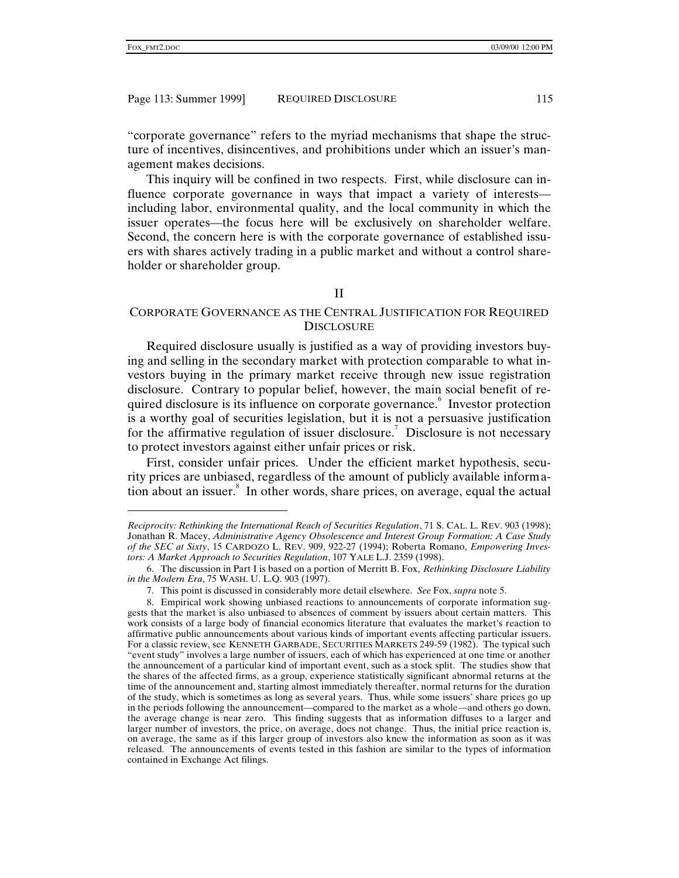"corporate governance" refers to the myriad mechanisms that shape the structure of incentives, disincentives, and prohibitions under which an issuer's management makes decisions.

This inquiry will be confined in two respects. First, while disclosure can influence corporate governance in ways that impact a variety of interests—including labor, environmental quality, and the local community in which the issuer operates—the focus here will be exclusively on shareholder welfare. Second, the concern here is with the corporate governance of established issuers with shares actively trading in a public market and without a control shareholder or shareholder group.

## II

## CORPORATE GOVERNANCE AS THE CENTRAL JUSTIFICATION FOR REQUIRED DISCLOSURE

Required disclosure usually is justified as a way of providing investors buying and selling in the secondary market with protection comparable to what investors buying in the primary market receive through new issue registration disclosure. Contrary to popular belief, however, the main social benefit of required disclosure is its influence on corporate governance.[6] Investor protection is a worthy goal of securities legislation, but it is not a persuasive justification for the affirmative regulation of issuer disclosure.[7] Disclosure is not necessary to protect investors against either unfair prices or risk.

First, consider unfair prices. Under the efficient market hypothesis, security prices are unbiased, regardless of the amount of publicly available information about an issuer.[8] In other words, share prices, on average, equal the actual

---

*Reciprocity: Rethinking the International Reach of Securities Regulation*, 71 S. CAL. L. REV. 903 (1998); Jonathan R. Macey, *Administrative Agency Obsolescence and Interest Group Formation: A Case Study of the SEC at Sixty*, 15 CARDOZO L. REV. 909, 922-27 (1994); Roberta Romano, *Empowering Investors: A Market Approach to Securities Regulation*, 107 YALE L.J. 2359 (1998).

6. The discussion in Part I is based on a portion of Merritt B. Fox*, Rethinking Disclosure Liability in the Modern Era*, 75 WASH. U. L.Q. 903 (1997).

7. This point is discussed in considerably more detail elsewhere. *See* Fox, *supra* note 5.

8. Empirical work showing unbiased reactions to announcements of corporate information suggests that the market is also unbiased to absences of comment by issuers about certain matters. This work consists of a large body of financial economics literature that evaluates the market's reaction to affirmative public announcements about various kinds of important events affecting particular issuers. For a classic review, see KENNETH GARBADE, SECURITIES MARKETS 249-59 (1982). The typical such "event study" involves a large number of issuers, each of which has experienced at one time or another the announcement of a particular kind of important event, such as a stock split. The studies show that the shares of the affected firms, as a group, experience statistically significant abnormal returns at the time of the announcement and, starting almost immediately thereafter, normal returns for the duration of the study, which is sometimes as long as several years. Thus, while some issuers' share prices go up in the periods following the announcement—compared to the market as a whole—and others go down, the average change is near zero. This finding suggests that as information diffuses to a larger and larger number of investors, the price, on average, does not change. Thus, the initial price reaction is, on average, the same as if this larger group of investors also knew the information as soon as it was released. The announcements of events tested in this fashion are similar to the types of information contained in Exchange Act filings.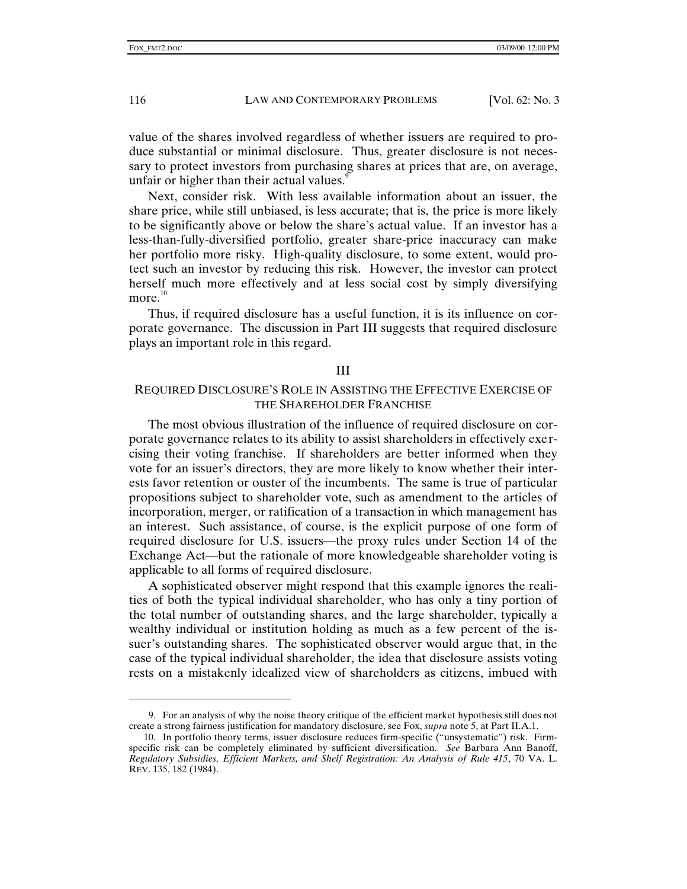value of the shares involved regardless of whether issuers are required to produce substantial or minimal disclosure. Thus, greater disclosure is not necessary to protect investors from purchasing shares at prices that are, on average, unfair or higher than their actual values.[9]

Next, consider risk. With less available information about an issuer, the share price, while still unbiased, is less accurate; that is, the price is more likely to be significantly above or below the share's actual value. If an investor has a less-than-fully-diversified portfolio, greater share-price inaccuracy can make her portfolio more risky. High-quality disclosure, to some extent, would protect such an investor by reducing this risk. However, the investor can protect herself much more effectively and at less social cost by simply diversifying more.[10]

Thus, if required disclosure has a useful function, it is its influence on corporate governance. The discussion in Part III suggests that required disclosure plays an important role in this regard.

## III

## REQUIRED DISCLOSURE'S ROLE IN ASSISTING THE EFFECTIVE EXERCISE OF THE SHAREHOLDER FRANCHISE

The most obvious illustration of the influence of required disclosure on corporate governance relates to its ability to assist shareholders in effectively exercising their voting franchise. If shareholders are better informed when they vote for an issuer's directors, they are more likely to know whether their interests favor retention or ouster of the incumbents. The same is true of particular propositions subject to shareholder vote, such as amendment to the articles of incorporation, merger, or ratification of a transaction in which management has an interest. Such assistance, of course, is the explicit purpose of one form of required disclosure for U.S. issuers—the proxy rules under Section 14 of the Exchange Act—but the rationale of more knowledgeable shareholder voting is applicable to all forms of required disclosure.

A sophisticated observer might respond that this example ignores the realities of both the typical individual shareholder, who has only a tiny portion of the total number of outstanding shares, and the large shareholder, typically a wealthy individual or institution holding as much as a few percent of the issuer's outstanding shares. The sophisticated observer would argue that, in the case of the typical individual shareholder, the idea that disclosure assists voting rests on a mistakenly idealized view of shareholders as citizens, imbued with

---

9. For an analysis of why the noise theory critique of the efficient market hypothesis still does not create a strong fairness justification for mandatory disclosure, see Fox, *supra* note 5, at Part II.A.1.

10. In portfolio theory terms, issuer disclosure reduces firm-specific ("unsystematic") risk. Firm-specific risk can be completely eliminated by sufficient diversification. *See* Barbara Ann Banoff, *Regulatory Subsidies, Efficient Markets, and Shelf Registration: An Analysis of Rule 415*, 70 VA. L. REV. 135, 182 (1984).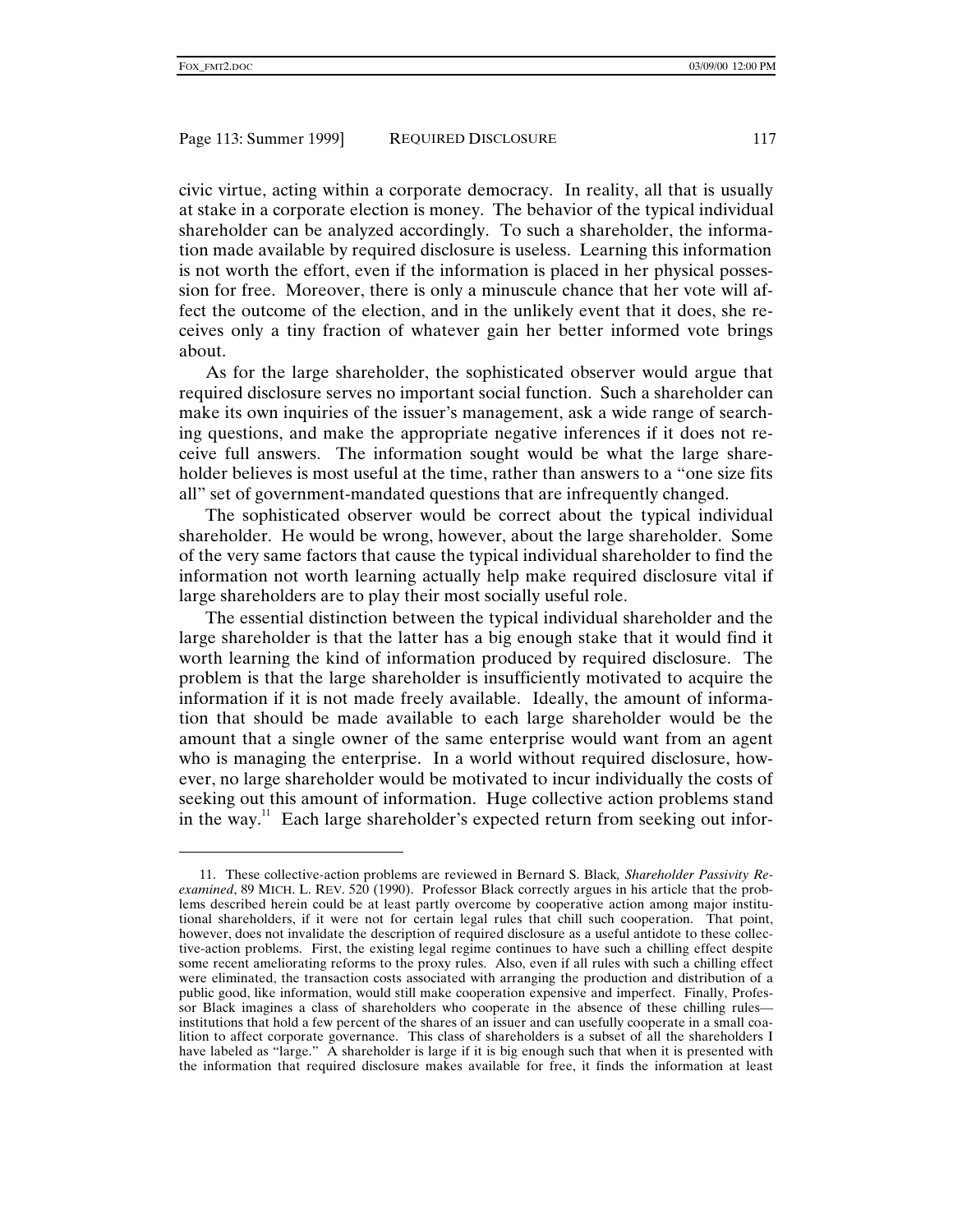civic virtue, acting within a corporate democracy. In reality, all that is usually at stake in a corporate election is money. The behavior of the typical individual shareholder can be analyzed accordingly. To such a shareholder, the information made available by required disclosure is useless. Learning this information is not worth the effort, even if the information is placed in her physical possession for free. Moreover, there is only a minuscule chance that her vote will affect the outcome of the election, and in the unlikely event that it does, she receives only a tiny fraction of whatever gain her better informed vote brings about.

As for the large shareholder, the sophisticated observer would argue that required disclosure serves no important social function. Such a shareholder can make its own inquiries of the issuer's management, ask a wide range of searching questions, and make the appropriate negative inferences if it does not receive full answers. The information sought would be what the large shareholder believes is most useful at the time, rather than answers to a "one size fits all" set of government-mandated questions that are infrequently changed.

The sophisticated observer would be correct about the typical individual shareholder. He would be wrong, however, about the large shareholder. Some of the very same factors that cause the typical individual shareholder to find the information not worth learning actually help make required disclosure vital if large shareholders are to play their most socially useful role.

The essential distinction between the typical individual shareholder and the large shareholder is that the latter has a big enough stake that it would find it worth learning the kind of information produced by required disclosure. The problem is that the large shareholder is insufficiently motivated to acquire the information if it is not made freely available. Ideally, the amount of information that should be made available to each large shareholder would be the amount that a single owner of the same enterprise would want from an agent who is managing the enterprise. In a world without required disclosure, however, no large shareholder would be motivated to incur individually the costs of seeking out this amount of information. Huge collective action problems stand in the way.[11] Each large shareholder's expected return from seeking out infor-

11. These collective-action problems are reviewed in Bernard S. Black, *Shareholder Passivity Reexamined*, 89 MICH. L. REV. 520 (1990). Professor Black correctly argues in his article that the problems described herein could be at least partly overcome by cooperative action among major institutional shareholders, if it were not for certain legal rules that chill such cooperation. That point, however, does not invalidate the description of required disclosure as a useful antidote to these collective-action problems. First, the existing legal regime continues to have such a chilling effect despite some recent ameliorating reforms to the proxy rules. Also, even if all rules with such a chilling effect were eliminated, the transaction costs associated with arranging the production and distribution of a public good, like information, would still make cooperation expensive and imperfect. Finally, Professor Black imagines a class of shareholders who cooperate in the absence of these chilling rules—institutions that hold a few percent of the shares of an issuer and can usefully cooperate in a small coalition to affect corporate governance. This class of shareholders is a subset of all the shareholders I have labeled as "large." A shareholder is large if it is big enough such that when it is presented with the information that required disclosure makes available for free, it finds the information at least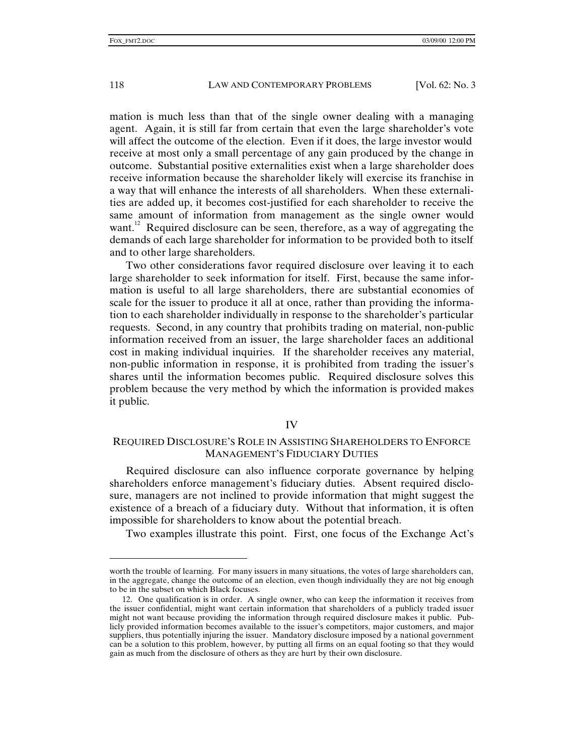mation is much less than that of the single owner dealing with a managing agent. Again, it is still far from certain that even the large shareholder's vote will affect the outcome of the election. Even if it does, the large investor would receive at most only a small percentage of any gain produced by the change in outcome. Substantial positive externalities exist when a large shareholder does receive information because the shareholder likely will exercise its franchise in a way that will enhance the interests of all shareholders. When these externalities are added up, it becomes cost-justified for each shareholder to receive the same amount of information from management as the single owner would want.[12] Required disclosure can be seen, therefore, as a way of aggregating the demands of each large shareholder for information to be provided both to itself and to other large shareholders.

Two other considerations favor required disclosure over leaving it to each large shareholder to seek information for itself. First, because the same information is useful to all large shareholders, there are substantial economies of scale for the issuer to produce it all at once, rather than providing the information to each shareholder individually in response to the shareholder's particular requests. Second, in any country that prohibits trading on material, non-public information received from an issuer, the large shareholder faces an additional cost in making individual inquiries. If the shareholder receives any material, non-public information in response, it is prohibited from trading the issuer's shares until the information becomes public. Required disclosure solves this problem because the very method by which the information is provided makes it public.

## IV

## REQUIRED DISCLOSURE'S ROLE IN ASSISTING SHAREHOLDERS TO ENFORCE MANAGEMENT'S FIDUCIARY DUTIES

Required disclosure can also influence corporate governance by helping shareholders enforce management's fiduciary duties. Absent required disclosure, managers are not inclined to provide information that might suggest the existence of a breach of a fiduciary duty. Without that information, it is often impossible for shareholders to know about the potential breach.

Two examples illustrate this point. First, one focus of the Exchange Act's

---

worth the trouble of learning. For many issuers in many situations, the votes of large shareholders can, in the aggregate, change the outcome of an election, even though individually they are not big enough to be in the subset on which Black focuses.

12. One qualification is in order. A single owner, who can keep the information it receives from the issuer confidential, might want certain information that shareholders of a publicly traded issuer might not want because providing the information through required disclosure makes it public. Publicly provided information becomes available to the issuer's competitors, major customers, and major suppliers, thus potentially injuring the issuer. Mandatory disclosure imposed by a national government can be a solution to this problem, however, by putting all firms on an equal footing so that they would gain as much from the disclosure of others as they are hurt by their own disclosure.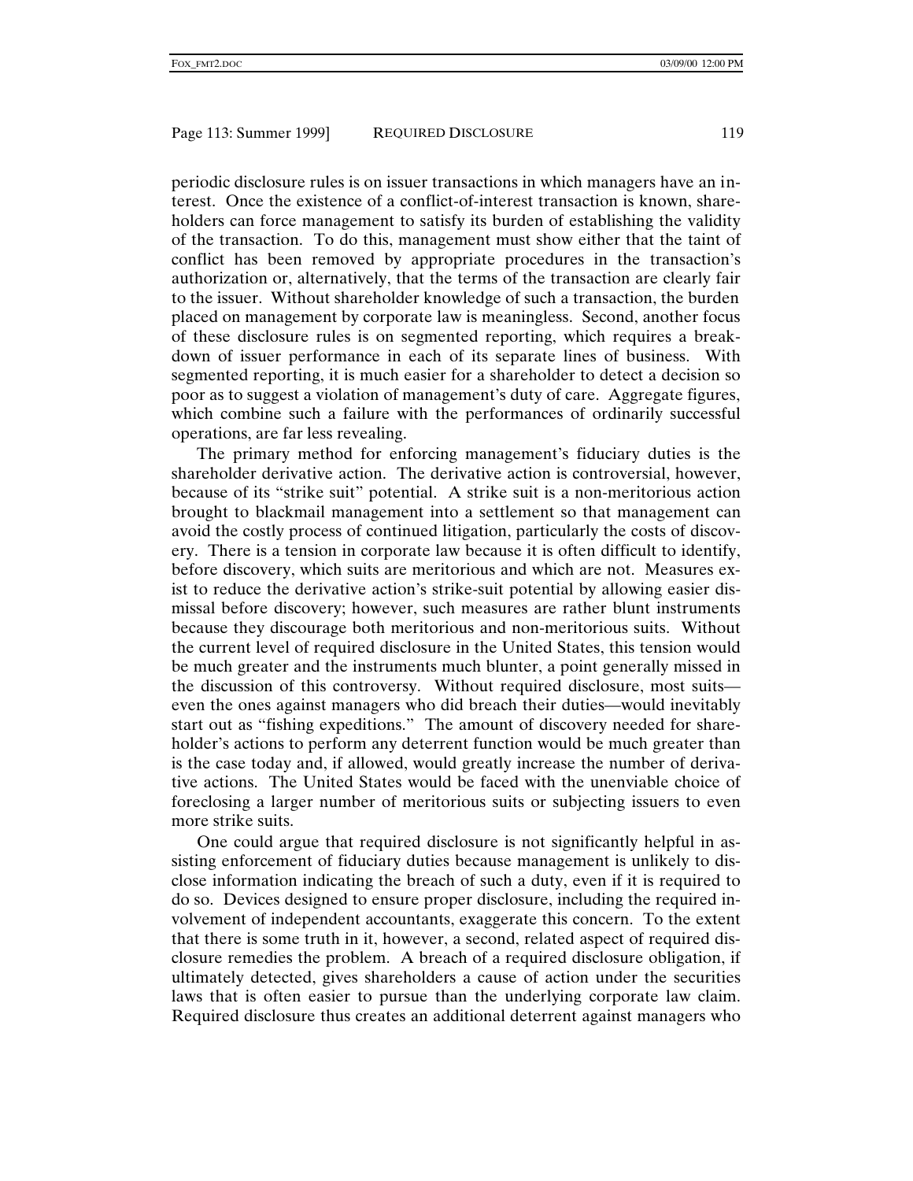periodic disclosure rules is on issuer transactions in which managers have an interest. Once the existence of a conflict-of-interest transaction is known, shareholders can force management to satisfy its burden of establishing the validity of the transaction. To do this, management must show either that the taint of conflict has been removed by appropriate procedures in the transaction's authorization or, alternatively, that the terms of the transaction are clearly fair to the issuer. Without shareholder knowledge of such a transaction, the burden placed on management by corporate law is meaningless. Second, another focus of these disclosure rules is on segmented reporting, which requires a breakdown of issuer performance in each of its separate lines of business. With segmented reporting, it is much easier for a shareholder to detect a decision so poor as to suggest a violation of management's duty of care. Aggregate figures, which combine such a failure with the performances of ordinarily successful operations, are far less revealing.

The primary method for enforcing management's fiduciary duties is the shareholder derivative action. The derivative action is controversial, however, because of its "strike suit" potential. A strike suit is a non-meritorious action brought to blackmail management into a settlement so that management can avoid the costly process of continued litigation, particularly the costs of discovery. There is a tension in corporate law because it is often difficult to identify, before discovery, which suits are meritorious and which are not. Measures exist to reduce the derivative action's strike-suit potential by allowing easier dismissal before discovery; however, such measures are rather blunt instruments because they discourage both meritorious and non-meritorious suits. Without the current level of required disclosure in the United States, this tension would be much greater and the instruments much blunter, a point generally missed in the discussion of this controversy. Without required disclosure, most suits—even the ones against managers who did breach their duties—would inevitably start out as "fishing expeditions." The amount of discovery needed for shareholder's actions to perform any deterrent function would be much greater than is the case today and, if allowed, would greatly increase the number of derivative actions. The United States would be faced with the unenviable choice of foreclosing a larger number of meritorious suits or subjecting issuers to even more strike suits.

One could argue that required disclosure is not significantly helpful in assisting enforcement of fiduciary duties because management is unlikely to disclose information indicating the breach of such a duty, even if it is required to do so. Devices designed to ensure proper disclosure, including the required involvement of independent accountants, exaggerate this concern. To the extent that there is some truth in it, however, a second, related aspect of required disclosure remedies the problem. A breach of a required disclosure obligation, if ultimately detected, gives shareholders a cause of action under the securities laws that is often easier to pursue than the underlying corporate law claim. Required disclosure thus creates an additional deterrent against managers who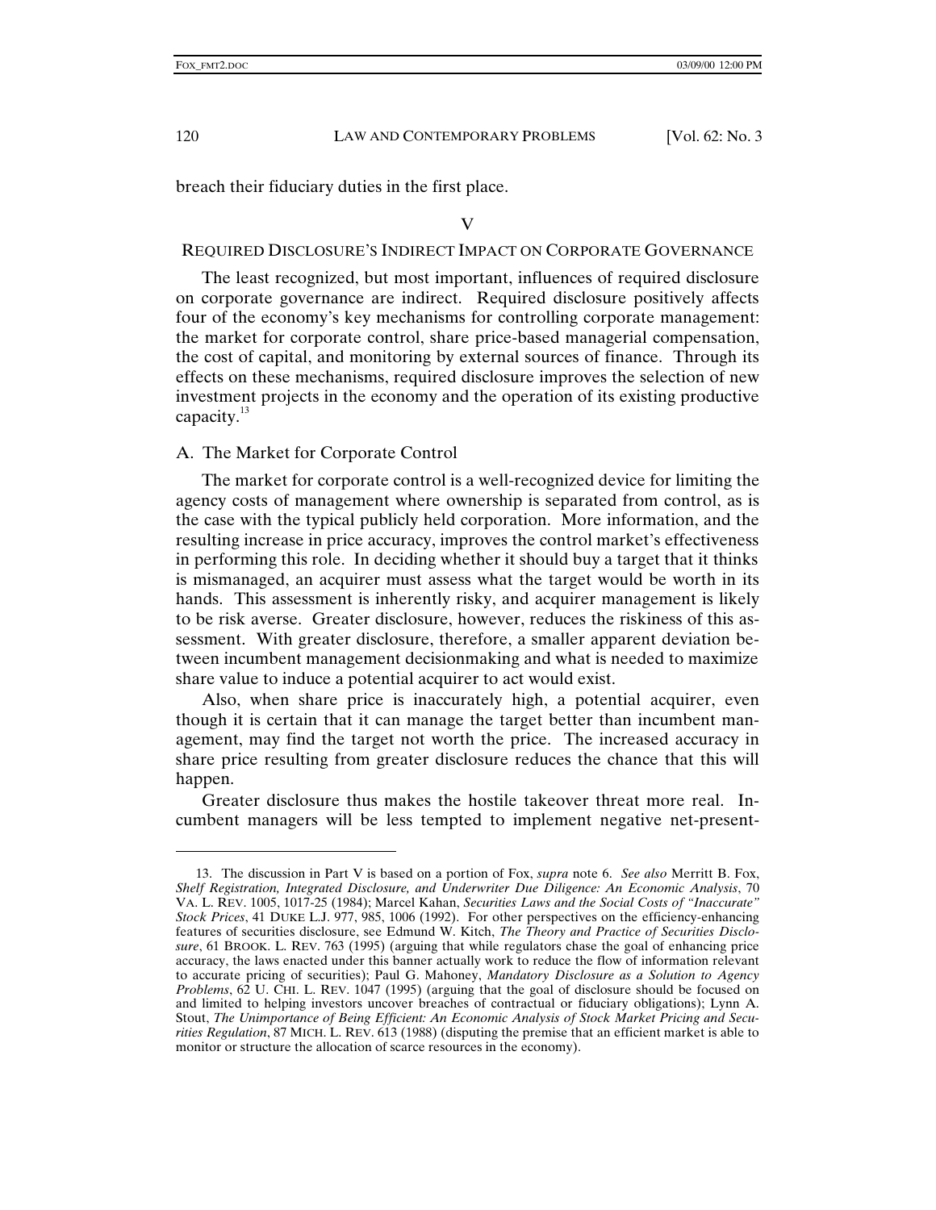breach their fiduciary duties in the first place.

## V

## REQUIRED DISCLOSURE'S INDIRECT IMPACT ON CORPORATE GOVERNANCE

The least recognized, but most important, influences of required disclosure on corporate governance are indirect. Required disclosure positively affects four of the economy's key mechanisms for controlling corporate management: the market for corporate control, share price-based managerial compensation, the cost of capital, and monitoring by external sources of finance. Through its effects on these mechanisms, required disclosure improves the selection of new investment projects in the economy and the operation of its existing productive capacity.[13]

### A. The Market for Corporate Control

The market for corporate control is a well-recognized device for limiting the agency costs of management where ownership is separated from control, as is the case with the typical publicly held corporation. More information, and the resulting increase in price accuracy, improves the control market's effectiveness in performing this role. In deciding whether it should buy a target that it thinks is mismanaged, an acquirer must assess what the target would be worth in its hands. This assessment is inherently risky, and acquirer management is likely to be risk averse. Greater disclosure, however, reduces the riskiness of this assessment. With greater disclosure, therefore, a smaller apparent deviation between incumbent management decisionmaking and what is needed to maximize share value to induce a potential acquirer to act would exist.

Also, when share price is inaccurately high, a potential acquirer, even though it is certain that it can manage the target better than incumbent management, may find the target not worth the price. The increased accuracy in share price resulting from greater disclosure reduces the chance that this will happen.

Greater disclosure thus makes the hostile takeover threat more real. Incumbent managers will be less tempted to implement negative net-present-

---

13. The discussion in Part V is based on a portion of Fox, *supra* note 6. *See also* Merritt B. Fox, *Shelf Registration, Integrated Disclosure, and Underwriter Due Diligence: An Economic Analysis*, 70 VA. L. REV. 1005, 1017-25 (1984); Marcel Kahan, *Securities Laws and the Social Costs of "Inaccurate" Stock Prices*, 41 DUKE L.J. 977, 985, 1006 (1992). For other perspectives on the efficiency-enhancing features of securities disclosure, see Edmund W. Kitch, *The Theory and Practice of Securities Disclosure*, 61 BROOK. L. REV. 763 (1995) (arguing that while regulators chase the goal of enhancing price accuracy, the laws enacted under this banner actually work to reduce the flow of information relevant to accurate pricing of securities); Paul G. Mahoney, *Mandatory Disclosure as a Solution to Agency Problems*, 62 U. CHI. L. REV. 1047 (1995) (arguing that the goal of disclosure should be focused on and limited to helping investors uncover breaches of contractual or fiduciary obligations); Lynn A. Stout, *The Unimportance of Being Efficient: An Economic Analysis of Stock Market Pricing and Securities Regulation*, 87 MICH. L. REV. 613 (1988) (disputing the premise that an efficient market is able to monitor or structure the allocation of scarce resources in the economy).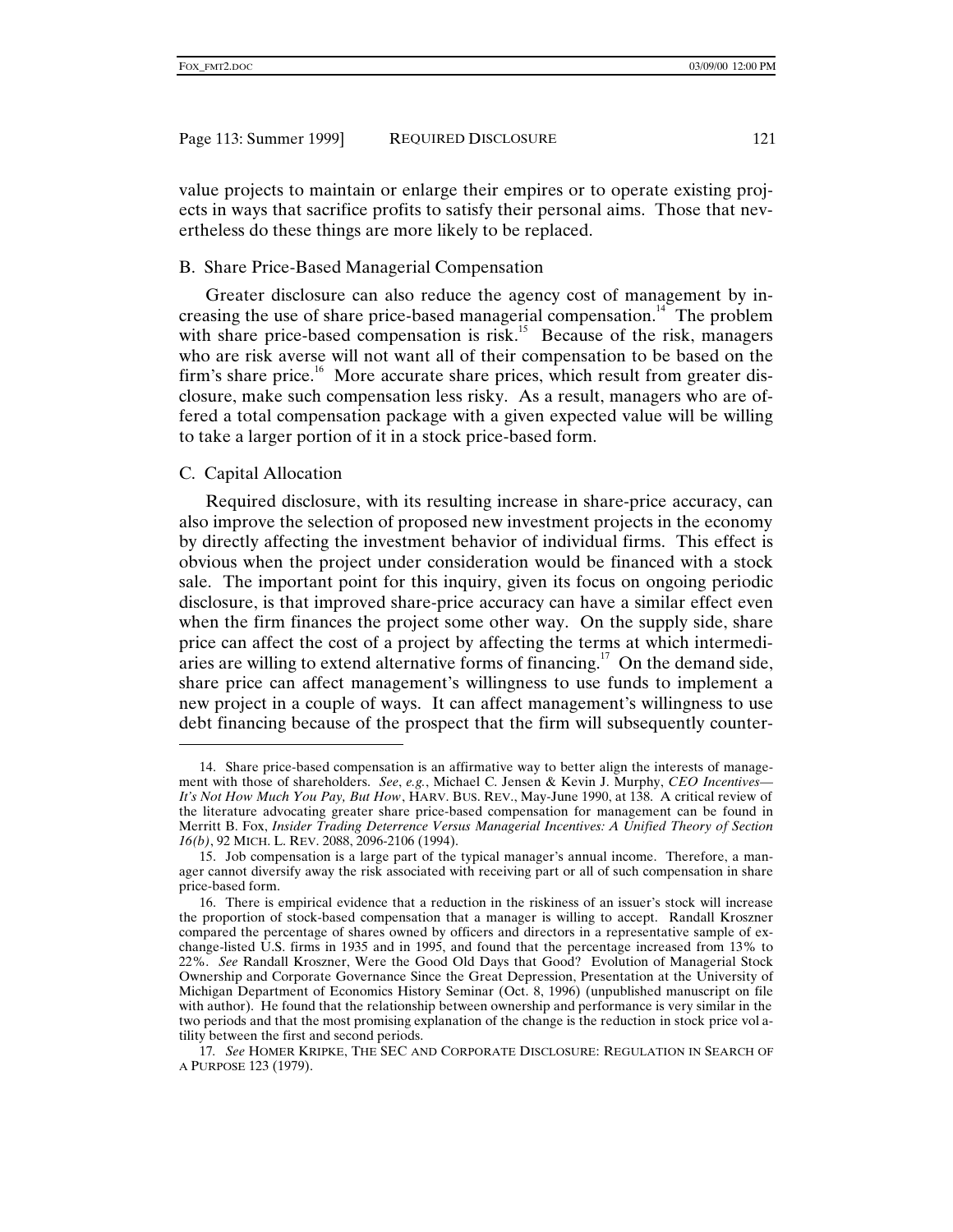value projects to maintain or enlarge their empires or to operate existing projects in ways that sacrifice profits to satisfy their personal aims. Those that nevertheless do these things are more likely to be replaced.

### B. Share Price-Based Managerial Compensation

Greater disclosure can also reduce the agency cost of management by increasing the use of share price-based managerial compensation.[14] The problem with share price-based compensation is risk.[15] Because of the risk, managers who are risk averse will not want all of their compensation to be based on the firm's share price.[16] More accurate share prices, which result from greater disclosure, make such compensation less risky. As a result, managers who are offered a total compensation package with a given expected value will be willing to take a larger portion of it in a stock price-based form.

### C. Capital Allocation

Required disclosure, with its resulting increase in share-price accuracy, can also improve the selection of proposed new investment projects in the economy by directly affecting the investment behavior of individual firms. This effect is obvious when the project under consideration would be financed with a stock sale. The important point for this inquiry, given its focus on ongoing periodic disclosure, is that improved share-price accuracy can have a similar effect even when the firm finances the project some other way. On the supply side, share price can affect the cost of a project by affecting the terms at which intermediaries are willing to extend alternative forms of financing.[17] On the demand side, share price can affect management's willingness to use funds to implement a new project in a couple of ways. It can affect management's willingness to use debt financing because of the prospect that the firm will subsequently counter-

---

14. Share price-based compensation is an affirmative way to better align the interests of management with those of shareholders. *See*, *e.g.*, Michael C. Jensen & Kevin J. Murphy, *CEO Incentives—It's Not How Much You Pay, But How*, HARV. BUS. REV., May-June 1990, at 138. A critical review of the literature advocating greater share price-based compensation for management can be found in Merritt B. Fox, *Insider Trading Deterrence Versus Managerial Incentives: A Unified Theory of Section 16(b)*, 92 MICH. L. REV. 2088, 2096-2106 (1994).

15. Job compensation is a large part of the typical manager's annual income. Therefore, a manager cannot diversify away the risk associated with receiving part or all of such compensation in share price-based form.

16. There is empirical evidence that a reduction in the riskiness of an issuer's stock will increase the proportion of stock-based compensation that a manager is willing to accept. Randall Kroszner compared the percentage of shares owned by officers and directors in a representative sample of exchange-listed U.S. firms in 1935 and in 1995, and found that the percentage increased from 13% to 22%. *See* Randall Kroszner, Were the Good Old Days that Good? Evolution of Managerial Stock Ownership and Corporate Governance Since the Great Depression, Presentation at the University of Michigan Department of Economics History Seminar (Oct. 8, 1996) (unpublished manuscript on file with author). He found that the relationship between ownership and performance is very similar in the two periods and that the most promising explanation of the change is the reduction in stock price volatility between the first and second periods.

17. *See* HOMER KRIPKE, THE SEC AND CORPORATE DISCLOSURE: REGULATION IN SEARCH OF A PURPOSE 123 (1979).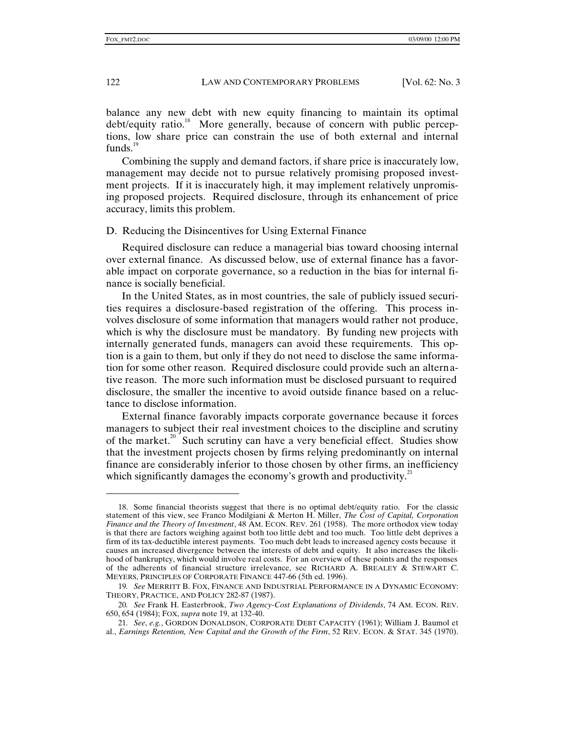balance any new debt with new equity financing to maintain its optimal debt/equity ratio.[18] More generally, because of concern with public perceptions, low share price can constrain the use of both external and internal funds.[19]

Combining the supply and demand factors, if share price is inaccurately low, management may decide not to pursue relatively promising proposed investment projects. If it is inaccurately high, it may implement relatively unpromising proposed projects. Required disclosure, through its enhancement of price accuracy, limits this problem.

## D. Reducing the Disincentives for Using External Finance

Required disclosure can reduce a managerial bias toward choosing internal over external finance. As discussed below, use of external finance has a favorable impact on corporate governance, so a reduction in the bias for internal finance is socially beneficial.

In the United States, as in most countries, the sale of publicly issued securities requires a disclosure-based registration of the offering. This process involves disclosure of some information that managers would rather not produce, which is why the disclosure must be mandatory. By funding new projects with internally generated funds, managers can avoid these requirements. This option is a gain to them, but only if they do not need to disclose the same information for some other reason. Required disclosure could provide such an alternative reason. The more such information must be disclosed pursuant to required disclosure, the smaller the incentive to avoid outside finance based on a reluctance to disclose information.

External finance favorably impacts corporate governance because it forces managers to subject their real investment choices to the discipline and scrutiny of the market.[20] Such scrutiny can have a very beneficial effect. Studies show that the investment projects chosen by firms relying predominantly on internal finance are considerably inferior to those chosen by other firms, an inefficiency which significantly damages the economy's growth and productivity.[21]

---

18. Some financial theorists suggest that there is no optimal debt/equity ratio. For the classic statement of this view, see Franco Modilgiani & Merton H. Miller, *The Cost of Capital, Corporation Finance and the Theory of Investment*, 48 AM. ECON. REV. 261 (1958). The more orthodox view today is that there are factors weighing against both too little debt and too much. Too little debt deprives a firm of its tax-deductible interest payments. Too much debt leads to increased agency costs because it causes an increased divergence between the interests of debt and equity. It also increases the likelihood of bankruptcy, which would involve real costs. For an overview of these points and the responses of the adherents of financial structure irrelevance, see RICHARD A. BREALEY & STEWART C. MEYERS, PRINCIPLES OF CORPORATE FINANCE 447-66 (5th ed. 1996).

19. *See* MERRITT B. FOX, FINANCE AND INDUSTRIAL PERFORMANCE IN A DYNAMIC ECONOMY: THEORY, PRACTICE, AND POLICY 282-87 (1987).

20. *See* Frank H. Easterbrook, *Two Agency-Cost Explanations of Dividends*, 74 AM. ECON. REV. 650, 654 (1984); FOX, *supra* note 19, at 132-40.

21. *See*, *e.g.*, GORDON DONALDSON, CORPORATE DEBT CAPACITY (1961); William J. Baumol et al., *Earnings Retention, New Capital and the Growth of the Firm*, 52 REV. ECON. & STAT. 345 (1970).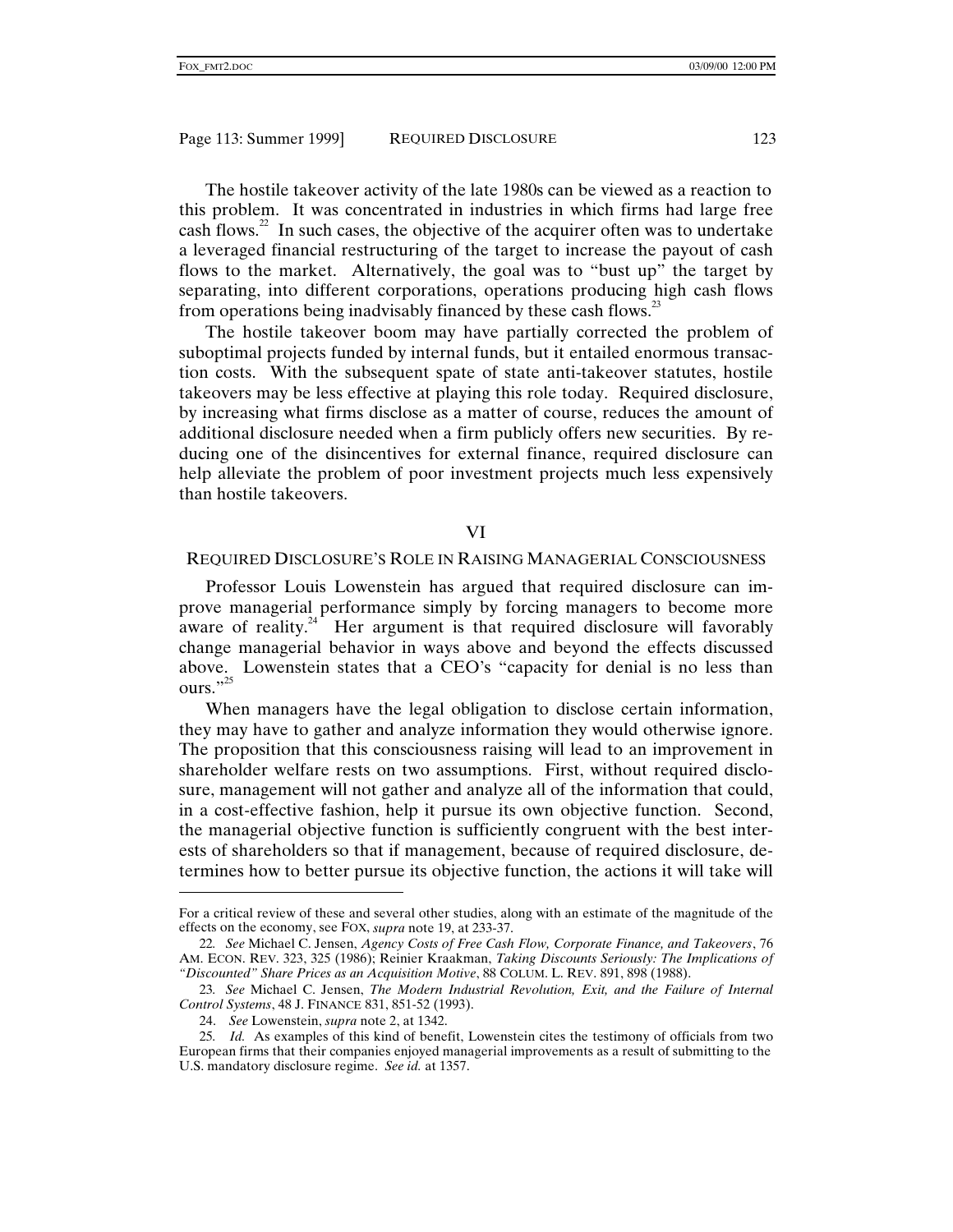The hostile takeover activity of the late 1980s can be viewed as a reaction to this problem. It was concentrated in industries in which firms had large free cash flows.[22] In such cases, the objective of the acquirer often was to undertake a leveraged financial restructuring of the target to increase the payout of cash flows to the market. Alternatively, the goal was to "bust up" the target by separating, into different corporations, operations producing high cash flows from operations being inadvisably financed by these cash flows.[23]

The hostile takeover boom may have partially corrected the problem of suboptimal projects funded by internal funds, but it entailed enormous transaction costs. With the subsequent spate of state anti-takeover statutes, hostile takeovers may be less effective at playing this role today. Required disclosure, by increasing what firms disclose as a matter of course, reduces the amount of additional disclosure needed when a firm publicly offers new securities. By reducing one of the disincentives for external finance, required disclosure can help alleviate the problem of poor investment projects much less expensively than hostile takeovers.

## VI

## REQUIRED DISCLOSURE'S ROLE IN RAISING MANAGERIAL CONSCIOUSNESS

Professor Louis Lowenstein has argued that required disclosure can improve managerial performance simply by forcing managers to become more aware of reality.[24] Her argument is that required disclosure will favorably change managerial behavior in ways above and beyond the effects discussed above. Lowenstein states that a CEO's "capacity for denial is no less than ours."[25]

When managers have the legal obligation to disclose certain information, they may have to gather and analyze information they would otherwise ignore. The proposition that this consciousness raising will lead to an improvement in shareholder welfare rests on two assumptions. First, without required disclosure, management will not gather and analyze all of the information that could, in a cost-effective fashion, help it pursue its own objective function. Second, the managerial objective function is sufficiently congruent with the best interests of shareholders so that if management, because of required disclosure, determines how to better pursue its objective function, the actions it will take will

---

For a critical review of these and several other studies, along with an estimate of the magnitude of the effects on the economy, see FOX, *supra* note 19, at 233-37.

22. *See* Michael C. Jensen, *Agency Costs of Free Cash Flow, Corporate Finance, and Takeovers*, 76 AM. ECON. REV. 323, 325 (1986); Reinier Kraakman, *Taking Discounts Seriously: The Implications of "Discounted" Share Prices as an Acquisition Motive*, 88 COLUM. L. REV. 891, 898 (1988).

23. *See* Michael C. Jensen, *The Modern Industrial Revolution, Exit, and the Failure of Internal Control Systems*, 48 J. FINANCE 831, 851-52 (1993).

24. *See* Lowenstein, *supra* note 2, at 1342.

25. *Id.* As examples of this kind of benefit, Lowenstein cites the testimony of officials from two European firms that their companies enjoyed managerial improvements as a result of submitting to the U.S. mandatory disclosure regime. *See id.* at 1357.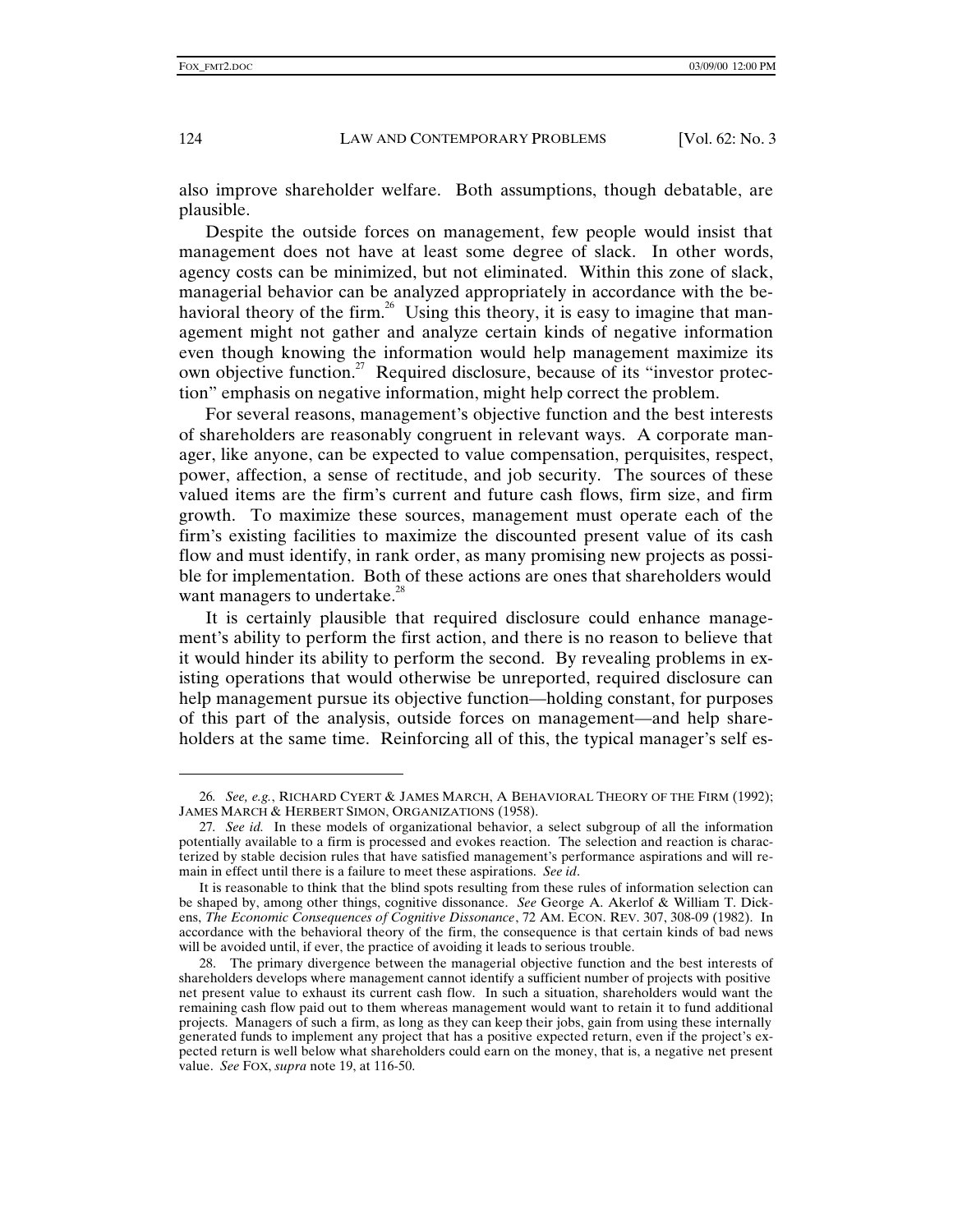also improve shareholder welfare. Both assumptions, though debatable, are plausible.

Despite the outside forces on management, few people would insist that management does not have at least some degree of slack. In other words, agency costs can be minimized, but not eliminated. Within this zone of slack, managerial behavior can be analyzed appropriately in accordance with the behavioral theory of the firm.[26] Using this theory, it is easy to imagine that management might not gather and analyze certain kinds of negative information even though knowing the information would help management maximize its own objective function.[27] Required disclosure, because of its "investor protection" emphasis on negative information, might help correct the problem.

For several reasons, management's objective function and the best interests of shareholders are reasonably congruent in relevant ways. A corporate manager, like anyone, can be expected to value compensation, perquisites, respect, power, affection, a sense of rectitude, and job security. The sources of these valued items are the firm's current and future cash flows, firm size, and firm growth. To maximize these sources, management must operate each of the firm's existing facilities to maximize the discounted present value of its cash flow and must identify, in rank order, as many promising new projects as possible for implementation. Both of these actions are ones that shareholders would want managers to undertake.[28]

It is certainly plausible that required disclosure could enhance management's ability to perform the first action, and there is no reason to believe that it would hinder its ability to perform the second. By revealing problems in existing operations that would otherwise be unreported, required disclosure can help management pursue its objective function—holding constant, for purposes of this part of the analysis, outside forces on management—and help shareholders at the same time. Reinforcing all of this, the typical manager's self es-

---

26. *See, e.g.*, RICHARD CYERT & JAMES MARCH, A BEHAVIORAL THEORY OF THE FIRM (1992); JAMES MARCH & HERBERT SIMON, ORGANIZATIONS (1958).

27. *See id.* In these models of organizational behavior, a select subgroup of all the information potentially available to a firm is processed and evokes reaction. The selection and reaction is characterized by stable decision rules that have satisfied management's performance aspirations and will remain in effect until there is a failure to meet these aspirations. *See id*.

It is reasonable to think that the blind spots resulting from these rules of information selection can be shaped by, among other things, cognitive dissonance. *See* George A. Akerlof & William T. Dickens, *The Economic Consequences of Cognitive Dissonance*, 72 AM. ECON. REV. 307, 308-09 (1982). In accordance with the behavioral theory of the firm, the consequence is that certain kinds of bad news will be avoided until, if ever, the practice of avoiding it leads to serious trouble.

28. The primary divergence between the managerial objective function and the best interests of shareholders develops where management cannot identify a sufficient number of projects with positive net present value to exhaust its current cash flow. In such a situation, shareholders would want the remaining cash flow paid out to them whereas management would want to retain it to fund additional projects. Managers of such a firm, as long as they can keep their jobs, gain from using these internally generated funds to implement any project that has a positive expected return, even if the project's expected return is well below what shareholders could earn on the money, that is, a negative net present value. *See* FOX, *supra* note 19, at 116-50.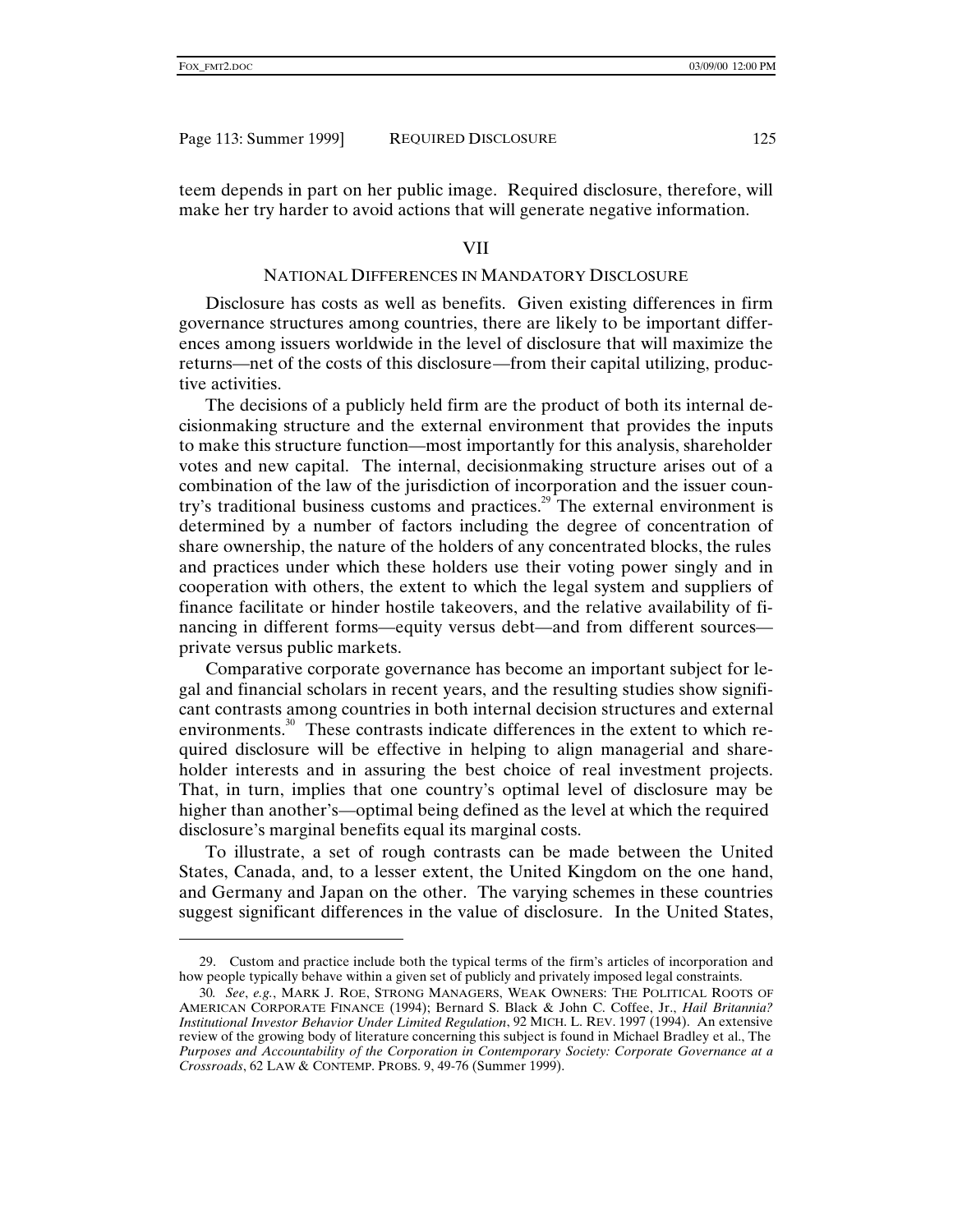teem depends in part on her public image. Required disclosure, therefore, will make her try harder to avoid actions that will generate negative information.

## VII

## NATIONAL DIFFERENCES IN MANDATORY DISCLOSURE

Disclosure has costs as well as benefits. Given existing differences in firm governance structures among countries, there are likely to be important differences among issuers worldwide in the level of disclosure that will maximize the returns—net of the costs of this disclosure—from their capital utilizing, productive activities.

The decisions of a publicly held firm are the product of both its internal decisionmaking structure and the external environment that provides the inputs to make this structure function—most importantly for this analysis, shareholder votes and new capital. The internal, decisionmaking structure arises out of a combination of the law of the jurisdiction of incorporation and the issuer country's traditional business customs and practices.[29] The external environment is determined by a number of factors including the degree of concentration of share ownership, the nature of the holders of any concentrated blocks, the rules and practices under which these holders use their voting power singly and in cooperation with others, the extent to which the legal system and suppliers of finance facilitate or hinder hostile takeovers, and the relative availability of financing in different forms—equity versus debt—and from different sources—private versus public markets.

Comparative corporate governance has become an important subject for legal and financial scholars in recent years, and the resulting studies show significant contrasts among countries in both internal decision structures and external environments.[30] These contrasts indicate differences in the extent to which required disclosure will be effective in helping to align managerial and shareholder interests and in assuring the best choice of real investment projects. That, in turn, implies that one country's optimal level of disclosure may be higher than another's—optimal being defined as the level at which the required disclosure's marginal benefits equal its marginal costs.

To illustrate, a set of rough contrasts can be made between the United States, Canada, and, to a lesser extent, the United Kingdom on the one hand, and Germany and Japan on the other. The varying schemes in these countries suggest significant differences in the value of disclosure. In the United States,

---

29. Custom and practice include both the typical terms of the firm's articles of incorporation and how people typically behave within a given set of publicly and privately imposed legal constraints.

30. *See*, *e.g.*, MARK J. ROE, STRONG MANAGERS, WEAK OWNERS: THE POLITICAL ROOTS OF AMERICAN CORPORATE FINANCE (1994); Bernard S. Black & John C. Coffee, Jr., *Hail Britannia? Institutional Investor Behavior Under Limited Regulation*, 92 MICH. L. REV. 1997 (1994). An extensive review of the growing body of literature concerning this subject is found in Michael Bradley et al., The *Purposes and Accountability of the Corporation in Contemporary Society: Corporate Governance at a Crossroads*, 62 LAW & CONTEMP. PROBS. 9, 49-76 (Summer 1999).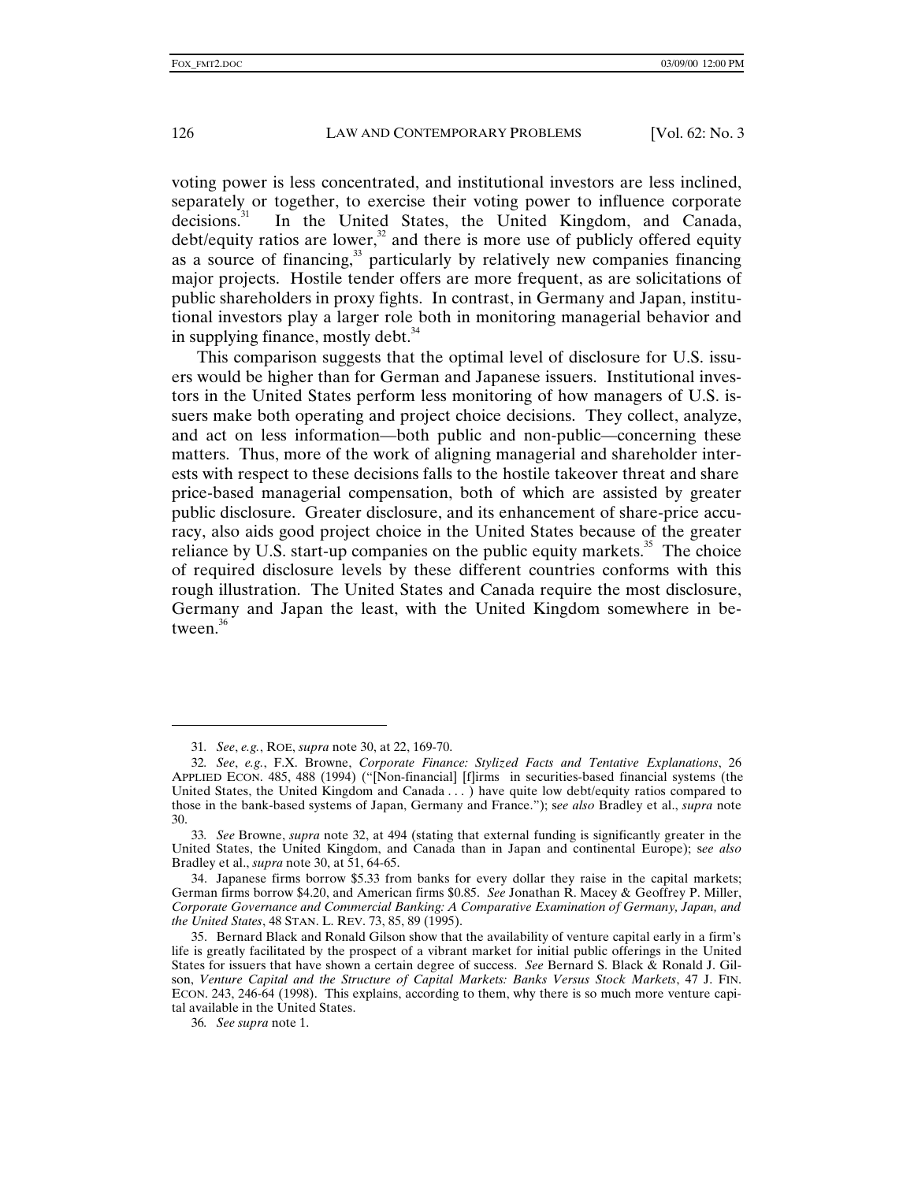voting power is less concentrated, and institutional investors are less inclined, separately or together, to exercise their voting power to influence corporate decisions.[31] In the United States, the United Kingdom, and Canada, debt/equity ratios are lower,[32] and there is more use of publicly offered equity as a source of financing,[33] particularly by relatively new companies financing major projects. Hostile tender offers are more frequent, as are solicitations of public shareholders in proxy fights. In contrast, in Germany and Japan, institutional investors play a larger role both in monitoring managerial behavior and in supplying finance, mostly debt.[34]

This comparison suggests that the optimal level of disclosure for U.S. issuers would be higher than for German and Japanese issuers. Institutional investors in the United States perform less monitoring of how managers of U.S. issuers make both operating and project choice decisions. They collect, analyze, and act on less information—both public and non-public—concerning these matters. Thus, more of the work of aligning managerial and shareholder interests with respect to these decisions falls to the hostile takeover threat and share price-based managerial compensation, both of which are assisted by greater public disclosure. Greater disclosure, and its enhancement of share-price accuracy, also aids good project choice in the United States because of the greater reliance by U.S. start-up companies on the public equity markets.[35] The choice of required disclosure levels by these different countries conforms with this rough illustration. The United States and Canada require the most disclosure, Germany and Japan the least, with the United Kingdom somewhere in between.[36]

---

31. *See*, *e.g.*, ROE, *supra* note 30, at 22, 169-70.

32. *See*, *e.g.*, F.X. Browne, *Corporate Finance: Stylized Facts and Tentative Explanations*, 26 APPLIED ECON. 485, 488 (1994) ("[Non-financial] [f]irms in securities-based financial systems (the United States, the United Kingdom and Canada . . . ) have quite low debt/equity ratios compared to those in the bank-based systems of Japan, Germany and France."); s*ee also* Bradley et al., *supra* note 30.

33. *See* Browne, *supra* note 32, at 494 (stating that external funding is significantly greater in the United States, the United Kingdom, and Canada than in Japan and continental Europe); s*ee also* Bradley et al., *supra* note 30, at 51, 64-65.

34. Japanese firms borrow $5.33 from banks for every dollar they raise in the capital markets; German firms borrow $4.20, and American firms $0.85. *See* Jonathan R. Macey & Geoffrey P. Miller, *Corporate Governance and Commercial Banking: A Comparative Examination of Germany, Japan, and the United States*, 48 STAN. L. REV. 73, 85, 89 (1995).

35. Bernard Black and Ronald Gilson show that the availability of venture capital early in a firm's life is greatly facilitated by the prospect of a vibrant market for initial public offerings in the United States for issuers that have shown a certain degree of success. *See* Bernard S. Black & Ronald J. Gilson, *Venture Capital and the Structure of Capital Markets: Banks Versus Stock Markets*, 47 J. FIN. ECON. 243, 246-64 (1998). This explains, according to them, why there is so much more venture capital available in the United States.

36. *See supra* note 1.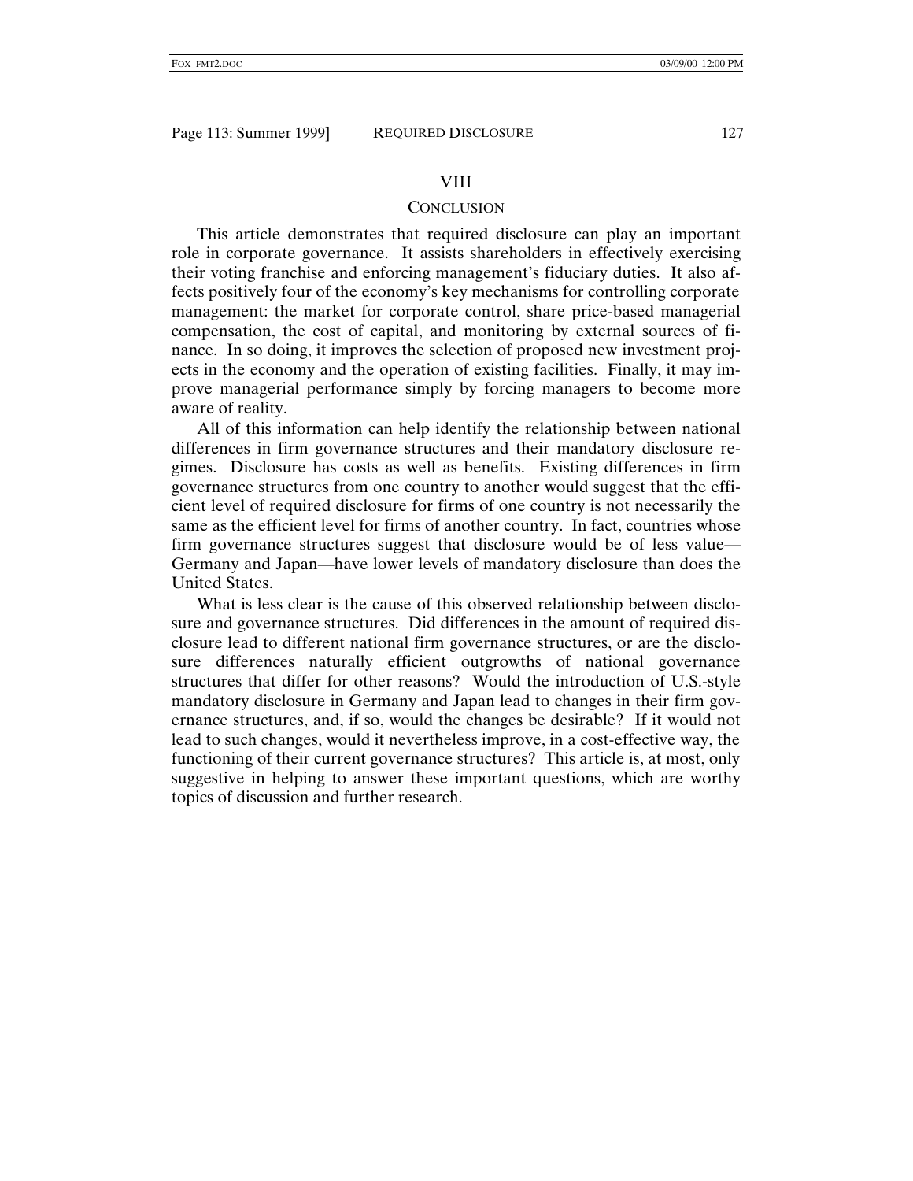## VIII

## CONCLUSION

This article demonstrates that required disclosure can play an important role in corporate governance. It assists shareholders in effectively exercising their voting franchise and enforcing management's fiduciary duties. It also affects positively four of the economy's key mechanisms for controlling corporate management: the market for corporate control, share price-based managerial compensation, the cost of capital, and monitoring by external sources of finance. In so doing, it improves the selection of proposed new investment projects in the economy and the operation of existing facilities. Finally, it may improve managerial performance simply by forcing managers to become more aware of reality.

All of this information can help identify the relationship between national differences in firm governance structures and their mandatory disclosure regimes. Disclosure has costs as well as benefits. Existing differences in firm governance structures from one country to another would suggest that the efficient level of required disclosure for firms of one country is not necessarily the same as the efficient level for firms of another country. In fact, countries whose firm governance structures suggest that disclosure would be of less value—Germany and Japan—have lower levels of mandatory disclosure than does the United States.

What is less clear is the cause of this observed relationship between disclosure and governance structures. Did differences in the amount of required disclosure lead to different national firm governance structures, or are the disclosure differences naturally efficient outgrowths of national governance structures that differ for other reasons? Would the introduction of U.S.-style mandatory disclosure in Germany and Japan lead to changes in their firm governance structures, and, if so, would the changes be desirable? If it would not lead to such changes, would it nevertheless improve, in a cost-effective way, the functioning of their current governance structures? This article is, at most, only suggestive in helping to answer these important questions, which are worthy topics of discussion and further research.